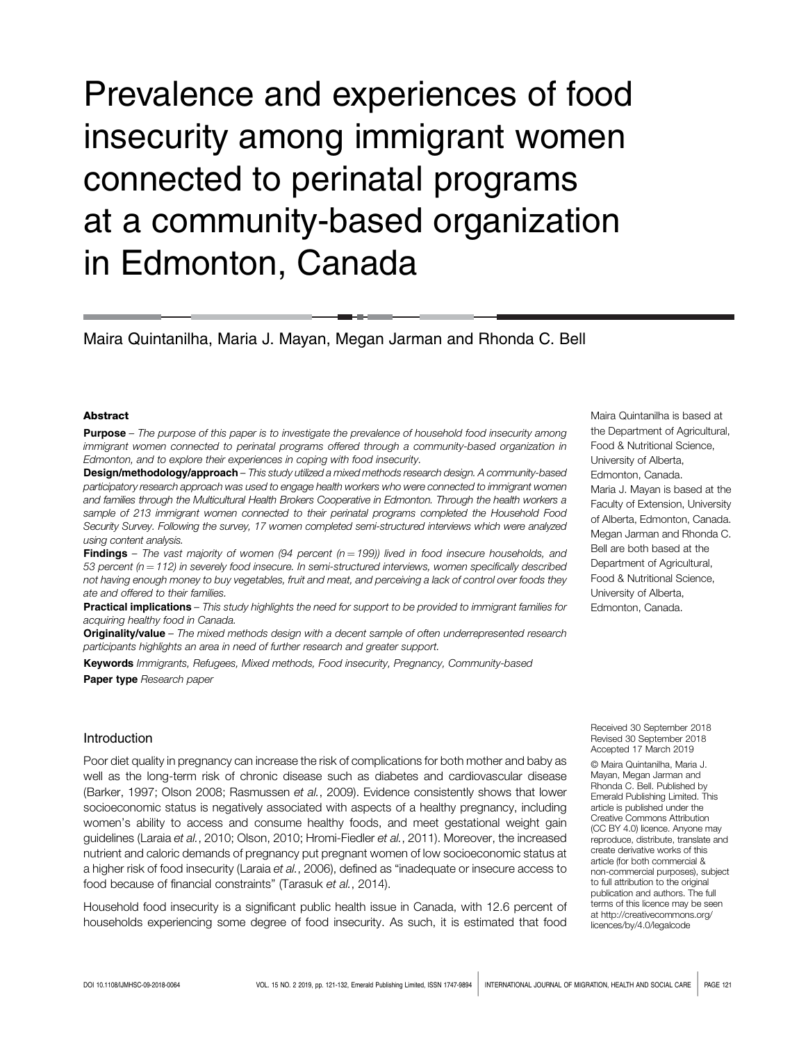# Prevalence and experiences of food insecurity among immigrant women connected to perinatal programs at a community-based organization in Edmonton, Canada

Maira Quintanilha, Maria J. Mayan, Megan Jarman and Rhonda C. Bell

Maira Quintanilha is based at the Department of Agricultural, Food & Nutritional Science, University of Alberta, Edmonton, Canada.
Maria J. Mayan is based at the Faculty of Extension, University of Alberta, Edmonton, Canada.
Megan Jarman and Rhonda C. Bell are both based at the Department of Agricultural, Food & Nutritional Science, University of Alberta, Edmonton, Canada.

### Abstract

**Purpose** – *The purpose of this paper is to investigate the prevalence of household food insecurity among immigrant women connected to perinatal programs offered through a community-based organization in Edmonton, and to explore their experiences in coping with food insecurity.*

**Design/methodology/approach** – *This study utilized a mixed methods research design. A community-based participatory research approach was used to engage health workers who were connected to immigrant women and families through the Multicultural Health Brokers Cooperative in Edmonton. Through the health workers a sample of 213 immigrant women connected to their perinatal programs completed the Household Food Security Survey. Following the survey, 17 women completed semi-structured interviews which were analyzed using content analysis.*

**Findings** – *The vast majority of women (94 percent (n = 199)) lived in food insecure households, and 53 percent (n = 112) in severely food insecure. In semi-structured interviews, women specifically described not having enough money to buy vegetables, fruit and meat, and perceiving a lack of control over foods they ate and offered to their families.*

**Practical implications** – *This study highlights the need for support to be provided to immigrant families for acquiring healthy food in Canada.*

**Originality/value** – *The mixed methods design with a decent sample of often underrepresented research participants highlights an area in need of further research and greater support.*

**Keywords** *Immigrants, Refugees, Mixed methods, Food insecurity, Pregnancy, Community-based*

**Paper type** *Research paper*

Received 30 September 2018
Revised 30 September 2018
Accepted 17 March 2019

© Maira Quintanilha, Maria J. Mayan, Megan Jarman and Rhonda C. Bell. Published by Emerald Publishing Limited. This article is published under the Creative Commons Attribution (CC BY 4.0) licence. Anyone may reproduce, distribute, translate and create derivative works of this article (for both commercial & non-commercial purposes), subject to full attribution to the original publication and authors. The full terms of this licence may be seen at http://creativecommons.org/licences/by/4.0/legalcode

## Introduction

Poor diet quality in pregnancy can increase the risk of complications for both mother and baby as well as the long-term risk of chronic disease such as diabetes and cardiovascular disease (Barker, 1997; Olson 2008; Rasmussen *et al.*, 2009). Evidence consistently shows that lower socioeconomic status is negatively associated with aspects of a healthy pregnancy, including women's ability to access and consume healthy foods, and meet gestational weight gain guidelines (Laraia *et al.*, 2010; Olson, 2010; Hromi-Fiedler *et al.*, 2011). Moreover, the increased nutrient and caloric demands of pregnancy put pregnant women of low socioeconomic status at a higher risk of food insecurity (Laraia *et al.*, 2006), defined as "inadequate or insecure access to food because of financial constraints" (Tarasuk *et al.*, 2014).

Household food insecurity is a significant public health issue in Canada, with 12.6 percent of households experiencing some degree of food insecurity. As such, it is estimated that food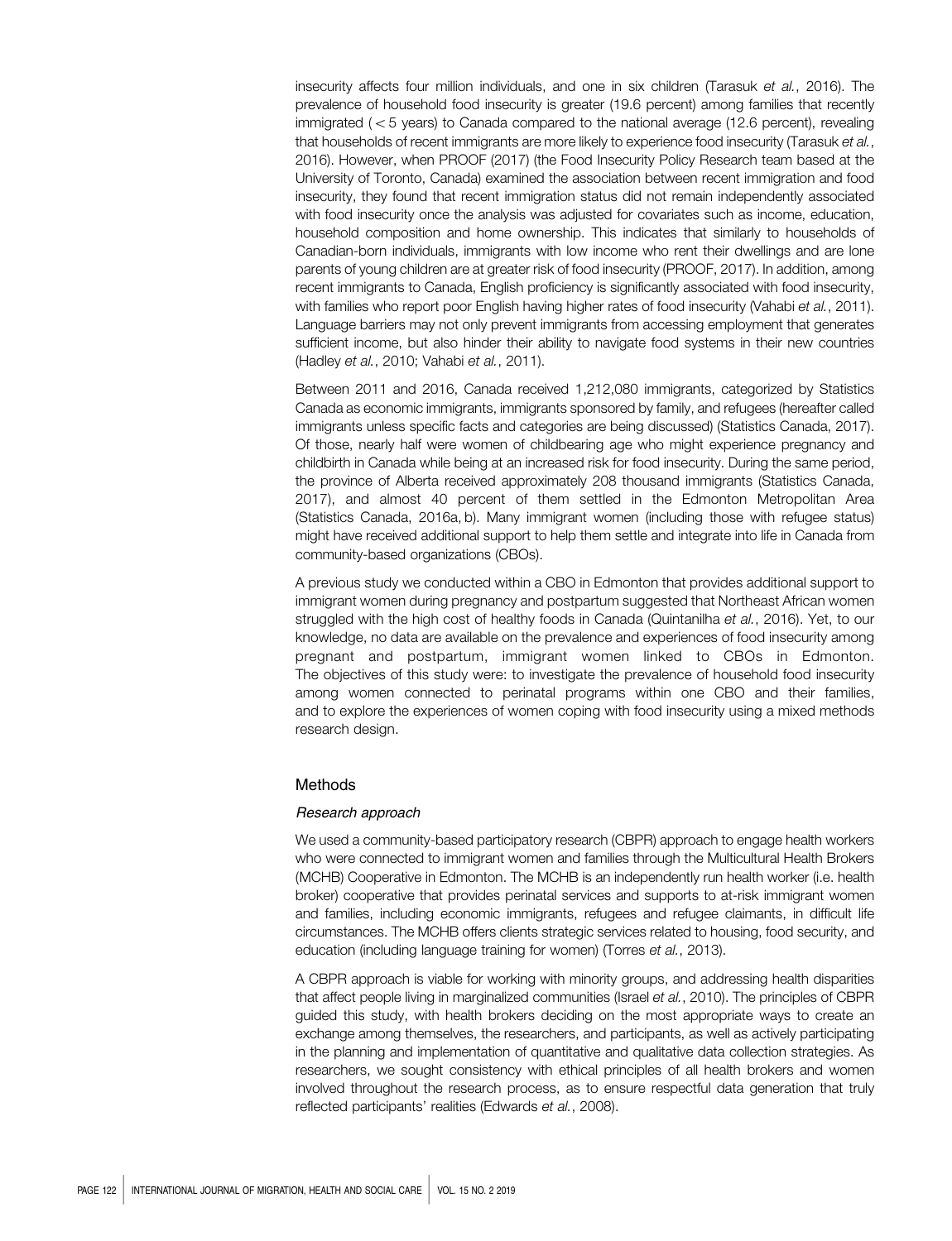insecurity affects four million individuals, and one in six children (Tarasuk *et al.*, 2016). The prevalence of household food insecurity is greater (19.6 percent) among families that recently immigrated ( < 5 years) to Canada compared to the national average (12.6 percent), revealing that households of recent immigrants are more likely to experience food insecurity (Tarasuk *et al.*, 2016). However, when PROOF (2017) (the Food Insecurity Policy Research team based at the University of Toronto, Canada) examined the association between recent immigration and food insecurity, they found that recent immigration status did not remain independently associated with food insecurity once the analysis was adjusted for covariates such as income, education, household composition and home ownership. This indicates that similarly to households of Canadian-born individuals, immigrants with low income who rent their dwellings and are lone parents of young children are at greater risk of food insecurity (PROOF, 2017). In addition, among recent immigrants to Canada, English proficiency is significantly associated with food insecurity, with families who report poor English having higher rates of food insecurity (Vahabi *et al.*, 2011). Language barriers may not only prevent immigrants from accessing employment that generates sufficient income, but also hinder their ability to navigate food systems in their new countries (Hadley *et al.*, 2010; Vahabi *et al.*, 2011).

Between 2011 and 2016, Canada received 1,212,080 immigrants, categorized by Statistics Canada as economic immigrants, immigrants sponsored by family, and refugees (hereafter called immigrants unless specific facts and categories are being discussed) (Statistics Canada, 2017). Of those, nearly half were women of childbearing age who might experience pregnancy and childbirth in Canada while being at an increased risk for food insecurity. During the same period, the province of Alberta received approximately 208 thousand immigrants (Statistics Canada, 2017), and almost 40 percent of them settled in the Edmonton Metropolitan Area (Statistics Canada, 2016a, b). Many immigrant women (including those with refugee status) might have received additional support to help them settle and integrate into life in Canada from community-based organizations (CBOs).

A previous study we conducted within a CBO in Edmonton that provides additional support to immigrant women during pregnancy and postpartum suggested that Northeast African women struggled with the high cost of healthy foods in Canada (Quintanilha *et al.*, 2016). Yet, to our knowledge, no data are available on the prevalence and experiences of food insecurity among pregnant and postpartum, immigrant women linked to CBOs in Edmonton. The objectives of this study were: to investigate the prevalence of household food insecurity among women connected to perinatal programs within one CBO and their families, and to explore the experiences of women coping with food insecurity using a mixed methods research design.

## Methods

### *Research approach*

We used a community-based participatory research (CBPR) approach to engage health workers who were connected to immigrant women and families through the Multicultural Health Brokers (MCHB) Cooperative in Edmonton. The MCHB is an independently run health worker (i.e. health broker) cooperative that provides perinatal services and supports to at-risk immigrant women and families, including economic immigrants, refugees and refugee claimants, in difficult life circumstances. The MCHB offers clients strategic services related to housing, food security, and education (including language training for women) (Torres *et al.*, 2013).

A CBPR approach is viable for working with minority groups, and addressing health disparities that affect people living in marginalized communities (Israel *et al.*, 2010). The principles of CBPR guided this study, with health brokers deciding on the most appropriate ways to create an exchange among themselves, the researchers, and participants, as well as actively participating in the planning and implementation of quantitative and qualitative data collection strategies. As researchers, we sought consistency with ethical principles of all health brokers and women involved throughout the research process, as to ensure respectful data generation that truly reflected participants' realities (Edwards *et al.*, 2008).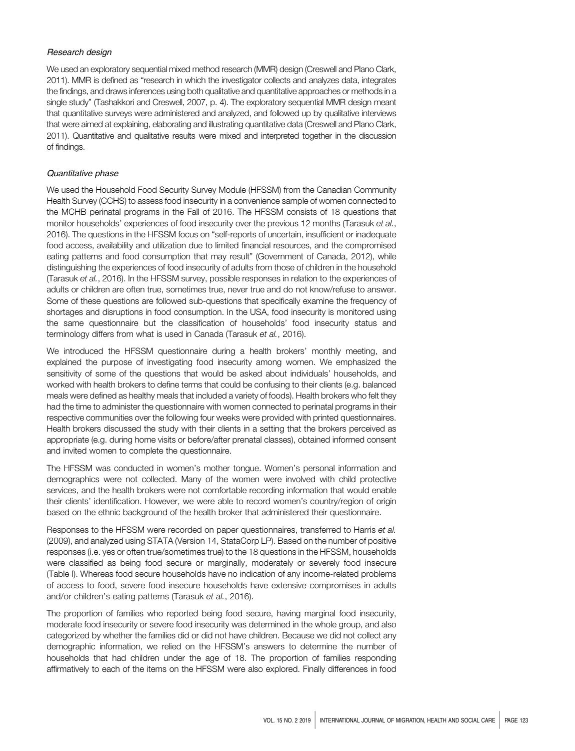### *Research design*

We used an exploratory sequential mixed method research (MMR) design (Creswell and Plano Clark, 2011). MMR is defined as "research in which the investigator collects and analyzes data, integrates the findings, and draws inferences using both qualitative and quantitative approaches or methods in a single study" (Tashakkori and Creswell, 2007, p. 4). The exploratory sequential MMR design meant that quantitative surveys were administered and analyzed, and followed up by qualitative interviews that were aimed at explaining, elaborating and illustrating quantitative data (Creswell and Plano Clark, 2011). Quantitative and qualitative results were mixed and interpreted together in the discussion of findings.

### *Quantitative phase*

We used the Household Food Security Survey Module (HFSSM) from the Canadian Community Health Survey (CCHS) to assess food insecurity in a convenience sample of women connected to the MCHB perinatal programs in the Fall of 2016. The HFSSM consists of 18 questions that monitor households' experiences of food insecurity over the previous 12 months (Tarasuk *et al.*, 2016). The questions in the HFSSM focus on "self-reports of uncertain, insufficient or inadequate food access, availability and utilization due to limited financial resources, and the compromised eating patterns and food consumption that may result" (Government of Canada, 2012), while distinguishing the experiences of food insecurity of adults from those of children in the household (Tarasuk *et al.*, 2016). In the HFSSM survey, possible responses in relation to the experiences of adults or children are often true, sometimes true, never true and do not know/refuse to answer. Some of these questions are followed sub-questions that specifically examine the frequency of shortages and disruptions in food consumption. In the USA, food insecurity is monitored using the same questionnaire but the classification of households' food insecurity status and terminology differs from what is used in Canada (Tarasuk *et al.*, 2016).

We introduced the HFSSM questionnaire during a health brokers' monthly meeting, and explained the purpose of investigating food insecurity among women. We emphasized the sensitivity of some of the questions that would be asked about individuals' households, and worked with health brokers to define terms that could be confusing to their clients (e.g. balanced meals were defined as healthy meals that included a variety of foods). Health brokers who felt they had the time to administer the questionnaire with women connected to perinatal programs in their respective communities over the following four weeks were provided with printed questionnaires. Health brokers discussed the study with their clients in a setting that the brokers perceived as appropriate (e.g. during home visits or before/after prenatal classes), obtained informed consent and invited women to complete the questionnaire.

The HFSSM was conducted in women's mother tongue. Women's personal information and demographics were not collected. Many of the women were involved with child protective services, and the health brokers were not comfortable recording information that would enable their clients' identification. However, we were able to record women's country/region of origin based on the ethnic background of the health broker that administered their questionnaire.

Responses to the HFSSM were recorded on paper questionnaires, transferred to Harris *et al.* (2009), and analyzed using STATA (Version 14, StataCorp LP). Based on the number of positive responses (i.e. yes or often true/sometimes true) to the 18 questions in the HFSSM, households were classified as being food secure or marginally, moderately or severely food insecure (Table I). Whereas food secure households have no indication of any income-related problems of access to food, severe food insecure households have extensive compromises in adults and/or children's eating patterns (Tarasuk *et al.*, 2016).

The proportion of families who reported being food secure, having marginal food insecurity, moderate food insecurity or severe food insecurity was determined in the whole group, and also categorized by whether the families did or did not have children. Because we did not collect any demographic information, we relied on the HFSSM's answers to determine the number of households that had children under the age of 18. The proportion of families responding affirmatively to each of the items on the HFSSM were also explored. Finally differences in food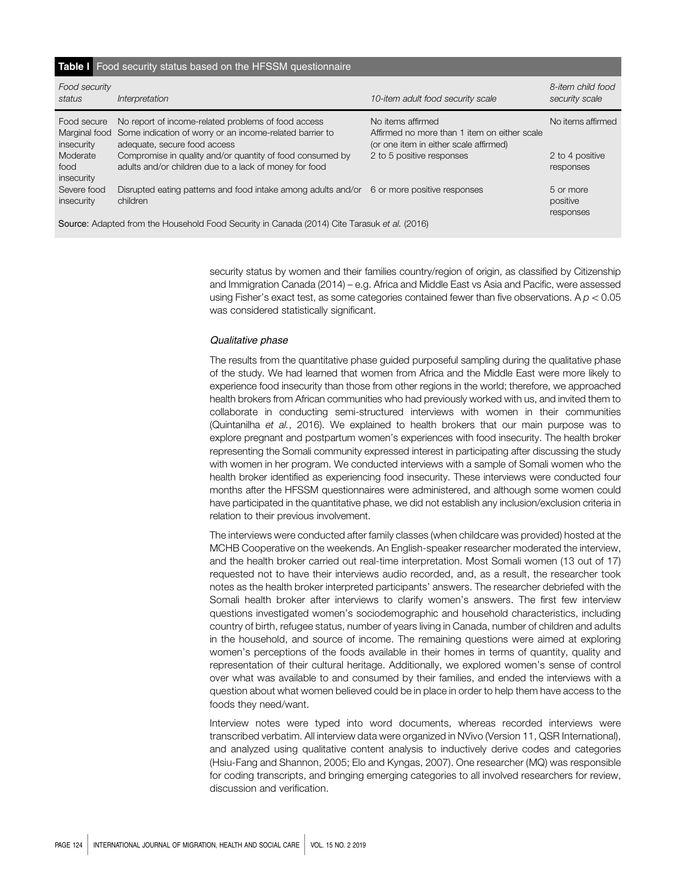**Table I** Food security status based on the HFSSM questionnaire

| *Food security status* | *Interpretation* | *10-item adult food security scale* | *8-item child food security scale* |
|---|---|---|---|
| Food secure | No report of income-related problems of food access | No items affirmed | No items affirmed |
| Marginal food insecurity | Some indication of worry or an income-related barrier to adequate, secure food access | Affirmed no more than 1 item on either scale (or one item in either scale affirmed) | |
| Moderate food insecurity | Compromise in quality and/or quantity of food consumed by adults and/or children due to a lack of money for food | 2 to 5 positive responses | 2 to 4 positive responses |
| Severe food insecurity | Disrupted eating patterns and food intake among adults and/or children | 6 or more positive responses | 5 or more positive responses |

**Source:** Adapted from the Household Food Security in Canada (2014) Cite Tarasuk *et al.* (2016)

security status by women and their families country/region of origin, as classified by Citizenship and Immigration Canada (2014) – e.g. Africa and Middle East vs Asia and Pacific, were assessed using Fisher's exact test, as some categories contained fewer than five observations. A $p < 0.05$ was considered statistically significant.

### *Qualitative phase*

The results from the quantitative phase guided purposeful sampling during the qualitative phase of the study. We had learned that women from Africa and the Middle East were more likely to experience food insecurity than those from other regions in the world; therefore, we approached health brokers from African communities who had previously worked with us, and invited them to collaborate in conducting semi-structured interviews with women in their communities (Quintanilha *et al.*, 2016). We explained to health brokers that our main purpose was to explore pregnant and postpartum women's experiences with food insecurity. The health broker representing the Somali community expressed interest in participating after discussing the study with women in her program. We conducted interviews with a sample of Somali women who the health broker identified as experiencing food insecurity. These interviews were conducted four months after the HFSSM questionnaires were administered, and although some women could have participated in the quantitative phase, we did not establish any inclusion/exclusion criteria in relation to their previous involvement.

The interviews were conducted after family classes (when childcare was provided) hosted at the MCHB Cooperative on the weekends. An English-speaker researcher moderated the interview, and the health broker carried out real-time interpretation. Most Somali women (13 out of 17) requested not to have their interviews audio recorded, and, as a result, the researcher took notes as the health broker interpreted participants' answers. The researcher debriefed with the Somali health broker after interviews to clarify women's answers. The first few interview questions investigated women's sociodemographic and household characteristics, including country of birth, refugee status, number of years living in Canada, number of children and adults in the household, and source of income. The remaining questions were aimed at exploring women's perceptions of the foods available in their homes in terms of quantity, quality and representation of their cultural heritage. Additionally, we explored women's sense of control over what was available to and consumed by their families, and ended the interviews with a question about what women believed could be in place in order to help them have access to the foods they need/want.

Interview notes were typed into word documents, whereas recorded interviews were transcribed verbatim. All interview data were organized in NVivo (Version 11, QSR International), and analyzed using qualitative content analysis to inductively derive codes and categories (Hsiu-Fang and Shannon, 2005; Elo and Kyngas, 2007). One researcher (MQ) was responsible for coding transcripts, and bringing emerging categories to all involved researchers for review, discussion and verification.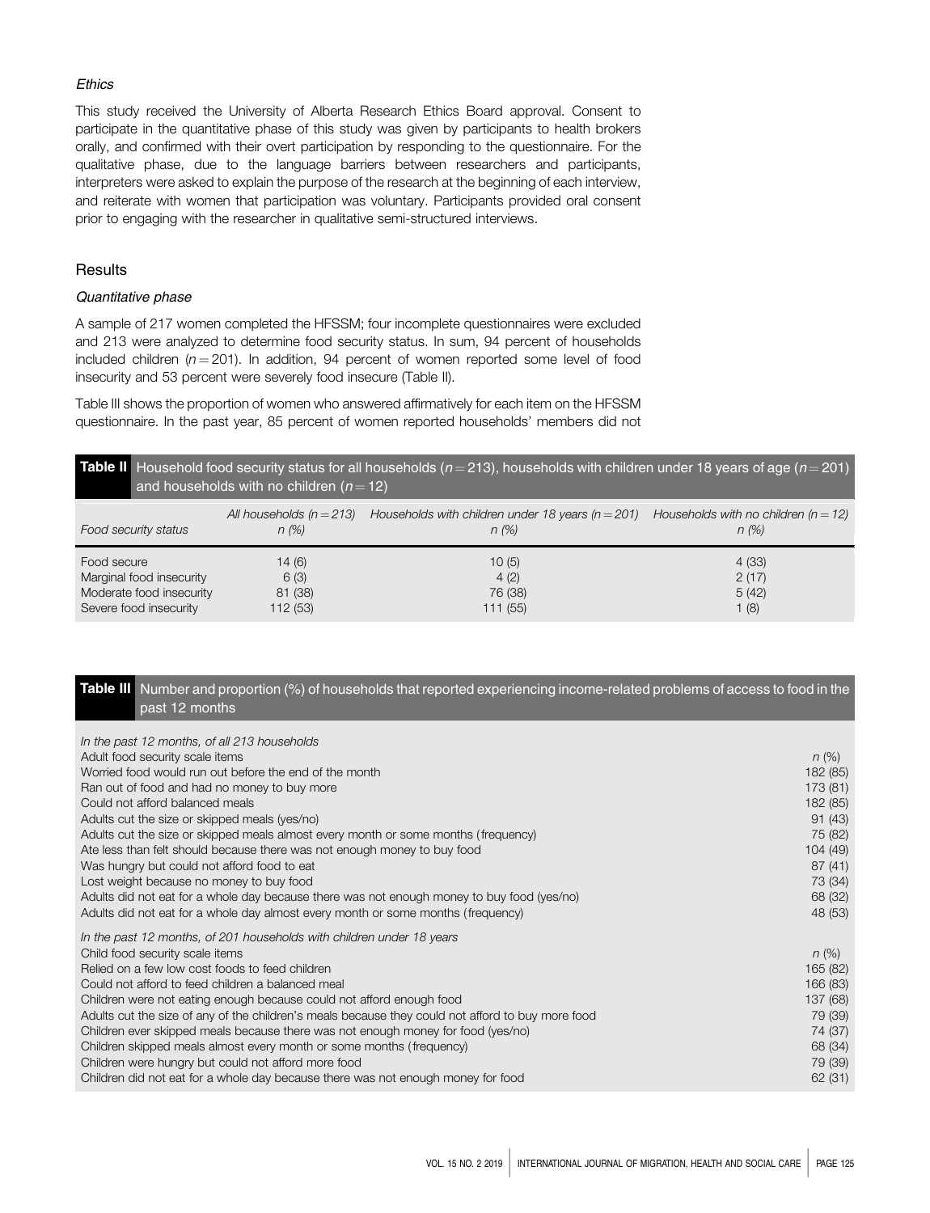### *Ethics*

This study received the University of Alberta Research Ethics Board approval. Consent to participate in the quantitative phase of this study was given by participants to health brokers orally, and confirmed with their overt participation by responding to the questionnaire. For the qualitative phase, due to the language barriers between researchers and participants, interpreters were asked to explain the purpose of the research at the beginning of each interview, and reiterate with women that participation was voluntary. Participants provided oral consent prior to engaging with the researcher in qualitative semi-structured interviews.

## Results

### *Quantitative phase*

A sample of 217 women completed the HFSSM; four incomplete questionnaires were excluded and 213 were analyzed to determine food security status. In sum, 94 percent of households included children ($n = 201$). In addition, 94 percent of women reported some level of food insecurity and 53 percent were severely food insecure (Table II).

Table III shows the proportion of women who answered affirmatively for each item on the HFSSM questionnaire. In the past year, 85 percent of women reported households' members did not

**Table II** Household food security status for all households ($n = 213$), households with children under 18 years of age ($n = 201$) and households with no children ($n = 12$)

| *Food security status* | *All households (n = 213)* *n (%)* | *Households with children under 18 years (n = 201)* *n (%)* | *Households with no children (n = 12)* *n (%)* |
|---|---|---|---|
| Food secure | 14 (6) | 10 (5) | 4 (33) |
| Marginal food insecurity | 6 (3) | 4 (2) | 2 (17) |
| Moderate food insecurity | 81 (38) | 76 (38) | 5 (42) |
| Severe food insecurity | 112 (53) | 111 (55) | 1 (8) |

**Table III** Number and proportion (%) of households that reported experiencing income-related problems of access to food in the past 12 months

| *In the past 12 months, of all 213 households* | |
|---|---|
| Adult food security scale items | *n* (%) |
| Worried food would run out before the end of the month | 182 (85) |
| Ran out of food and had no money to buy more | 173 (81) |
| Could not afford balanced meals | 182 (85) |
| Adults cut the size or skipped meals (yes/no) | 91 (43) |
| Adults cut the size or skipped meals almost every month or some months (frequency) | 75 (82) |
| Ate less than felt should because there was not enough money to buy food | 104 (49) |
| Was hungry but could not afford food to eat | 87 (41) |
| Lost weight because no money to buy food | 73 (34) |
| Adults did not eat for a whole day because there was not enough money to buy food (yes/no) | 68 (32) |
| Adults did not eat for a whole day almost every month or some months (frequency) | 48 (53) |
| *In the past 12 months, of 201 households with children under 18 years* | |
| Child food security scale items | *n* (%) |
| Relied on a few low cost foods to feed children | 165 (82) |
| Could not afford to feed children a balanced meal | 166 (83) |
| Children were not eating enough because could not afford enough food | 137 (68) |
| Adults cut the size of any of the children's meals because they could not afford to buy more food | 79 (39) |
| Children ever skipped meals because there was not enough money for food (yes/no) | 74 (37) |
| Children skipped meals almost every month or some months (frequency) | 68 (34) |
| Children were hungry but could not afford more food | 79 (39) |
| Children did not eat for a whole day because there was not enough money for food | 62 (31) |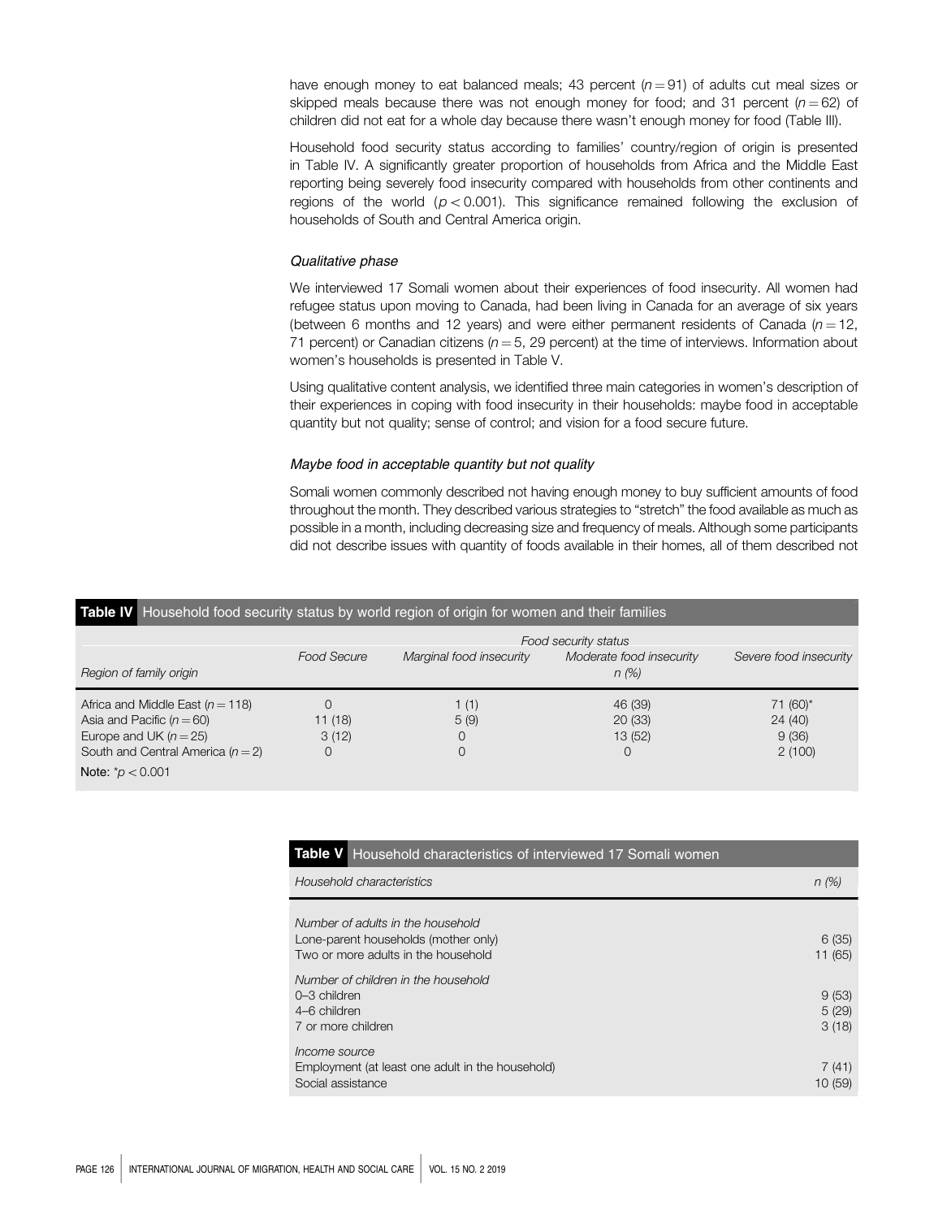have enough money to eat balanced meals; 43 percent ($n = 91$) of adults cut meal sizes or skipped meals because there was not enough money for food; and 31 percent ($n = 62$) of children did not eat for a whole day because there wasn't enough money for food (Table III).

Household food security status according to families' country/region of origin is presented in Table IV. A significantly greater proportion of households from Africa and the Middle East reporting being severely food insecurity compared with households from other continents and regions of the world ($p < 0.001$). This significance remained following the exclusion of households of South and Central America origin.

### *Qualitative phase*

We interviewed 17 Somali women about their experiences of food insecurity. All women had refugee status upon moving to Canada, had been living in Canada for an average of six years (between 6 months and 12 years) and were either permanent residents of Canada ($n = 12$, 71 percent) or Canadian citizens ($n = 5$, 29 percent) at the time of interviews. Information about women's households is presented in Table V.

Using qualitative content analysis, we identified three main categories in women's description of their experiences in coping with food insecurity in their households: maybe food in acceptable quantity but not quality; sense of control; and vision for a food secure future.

### *Maybe food in acceptable quantity but not quality*

Somali women commonly described not having enough money to buy sufficient amounts of food throughout the month. They described various strategies to "stretch" the food available as much as possible in a month, including decreasing size and frequency of meals. Although some participants did not describe issues with quantity of foods available in their homes, all of them described not

**Table IV** Household food security status by world region of origin for women and their families

| | *Food security status* | | | |
|---|---|---|---|---|
| *Region of family origin* | *Food Secure* | *Marginal food insecurity* | *Moderate food insecurity* *n (%)* | *Severe food insecurity* |
| Africa and Middle East ($n = 118$) | 0 | 1 (1) | 46 (39) | 71 (60)* |
| Asia and Pacific ($n = 60$) | 11 (18) | 5 (9) | 20 (33) | 24 (40) |
| Europe and UK ($n = 25$) | 3 (12) | 0 | 13 (52) | 9 (36) |
| South and Central America ($n = 2$) | 0 | 0 | 0 | 2 (100) |

Note: $^*p < 0.001$

**Table V** Household characteristics of interviewed 17 Somali women

| *Household characteristics* | *n (%)* |
|---|---|
| *Number of adults in the household* | |
| Lone-parent households (mother only) | 6 (35) |
| Two or more adults in the household | 11 (65) |
| *Number of children in the household* | |
| 0–3 children | 9 (53) |
| 4–6 children | 5 (29) |
| 7 or more children | 3 (18) |
| *Income source* | |
| Employment (at least one adult in the household) | 7 (41) |
| Social assistance | 10 (59) |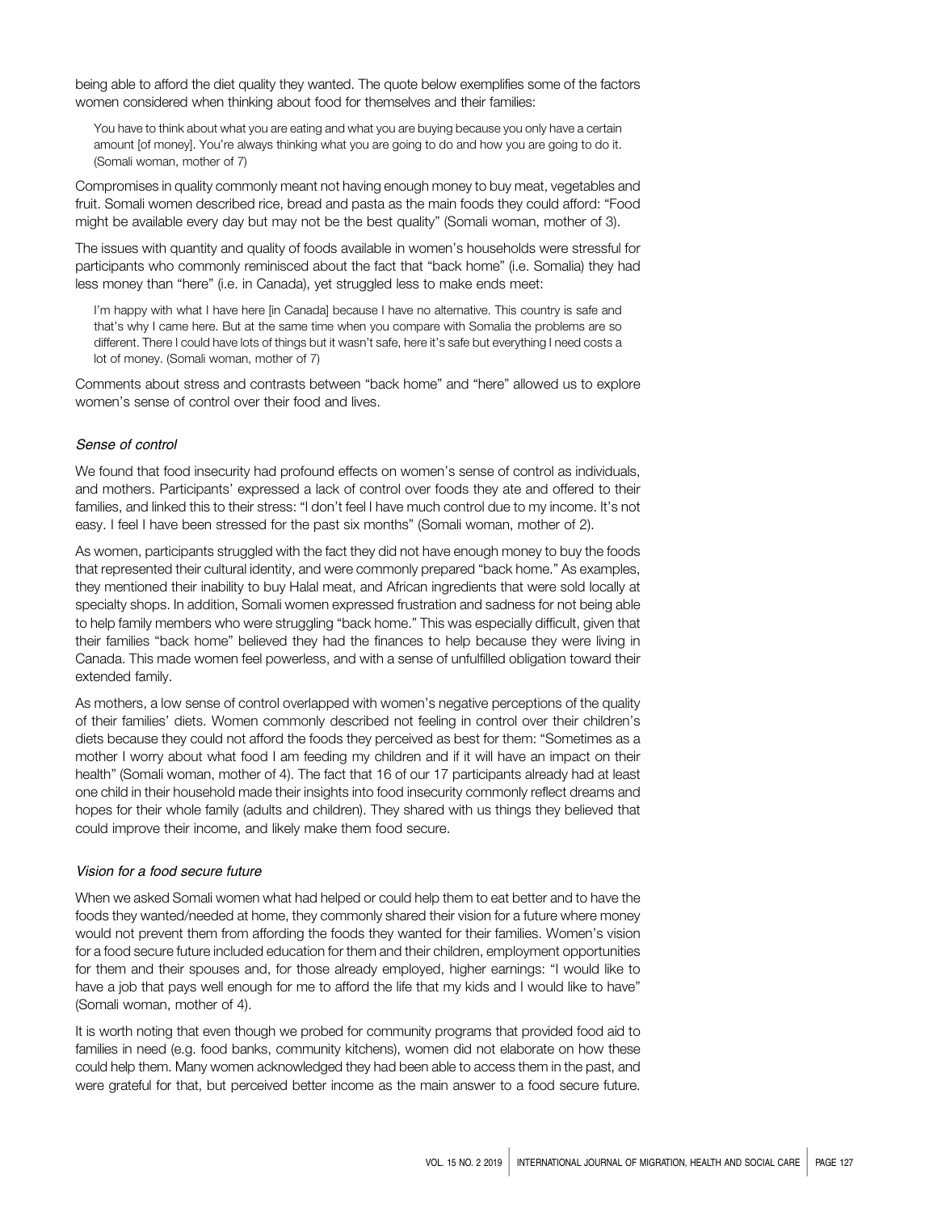being able to afford the diet quality they wanted. The quote below exemplifies some of the factors women considered when thinking about food for themselves and their families:

> You have to think about what you are eating and what you are buying because you only have a certain amount [of money]. You're always thinking what you are going to do and how you are going to do it. (Somali woman, mother of 7)

Compromises in quality commonly meant not having enough money to buy meat, vegetables and fruit. Somali women described rice, bread and pasta as the main foods they could afford: "Food might be available every day but may not be the best quality" (Somali woman, mother of 3).

The issues with quantity and quality of foods available in women's households were stressful for participants who commonly reminisced about the fact that "back home" (i.e. Somalia) they had less money than "here" (i.e. in Canada), yet struggled less to make ends meet:

> I'm happy with what I have here [in Canada] because I have no alternative. This country is safe and that's why I came here. But at the same time when you compare with Somalia the problems are so different. There I could have lots of things but it wasn't safe, here it's safe but everything I need costs a lot of money. (Somali woman, mother of 7)

Comments about stress and contrasts between "back home" and "here" allowed us to explore women's sense of control over their food and lives.

### *Sense of control*

We found that food insecurity had profound effects on women's sense of control as individuals, and mothers. Participants' expressed a lack of control over foods they ate and offered to their families, and linked this to their stress: "I don't feel I have much control due to my income. It's not easy. I feel I have been stressed for the past six months" (Somali woman, mother of 2).

As women, participants struggled with the fact they did not have enough money to buy the foods that represented their cultural identity, and were commonly prepared "back home." As examples, they mentioned their inability to buy Halal meat, and African ingredients that were sold locally at specialty shops. In addition, Somali women expressed frustration and sadness for not being able to help family members who were struggling "back home." This was especially difficult, given that their families "back home" believed they had the finances to help because they were living in Canada. This made women feel powerless, and with a sense of unfulfilled obligation toward their extended family.

As mothers, a low sense of control overlapped with women's negative perceptions of the quality of their families' diets. Women commonly described not feeling in control over their children's diets because they could not afford the foods they perceived as best for them: "Sometimes as a mother I worry about what food I am feeding my children and if it will have an impact on their health" (Somali woman, mother of 4). The fact that 16 of our 17 participants already had at least one child in their household made their insights into food insecurity commonly reflect dreams and hopes for their whole family (adults and children). They shared with us things they believed that could improve their income, and likely make them food secure.

### *Vision for a food secure future*

When we asked Somali women what had helped or could help them to eat better and to have the foods they wanted/needed at home, they commonly shared their vision for a future where money would not prevent them from affording the foods they wanted for their families. Women's vision for a food secure future included education for them and their children, employment opportunities for them and their spouses and, for those already employed, higher earnings: "I would like to have a job that pays well enough for me to afford the life that my kids and I would like to have" (Somali woman, mother of 4).

It is worth noting that even though we probed for community programs that provided food aid to families in need (e.g. food banks, community kitchens), women did not elaborate on how these could help them. Many women acknowledged they had been able to access them in the past, and were grateful for that, but perceived better income as the main answer to a food secure future.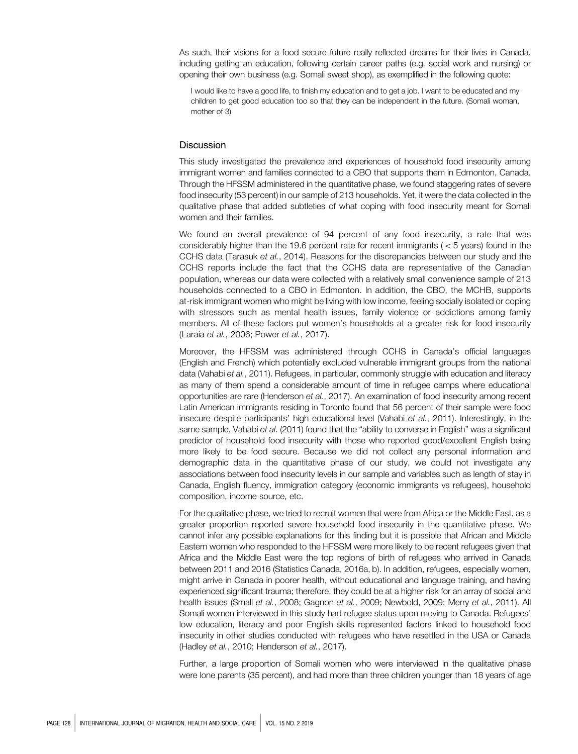As such, their visions for a food secure future really reflected dreams for their lives in Canada, including getting an education, following certain career paths (e.g. social work and nursing) or opening their own business (e.g. Somali sweet shop), as exemplified in the following quote:

> I would like to have a good life, to finish my education and to get a job. I want to be educated and my children to get good education too so that they can be independent in the future. (Somali woman, mother of 3)

## Discussion

This study investigated the prevalence and experiences of household food insecurity among immigrant women and families connected to a CBO that supports them in Edmonton, Canada. Through the HFSSM administered in the quantitative phase, we found staggering rates of severe food insecurity (53 percent) in our sample of 213 households. Yet, it were the data collected in the qualitative phase that added subtleties of what coping with food insecurity meant for Somali women and their families.

We found an overall prevalence of 94 percent of any food insecurity, a rate that was considerably higher than the 19.6 percent rate for recent immigrants (< 5 years) found in the CCHS data (Tarasuk *et al.*, 2014). Reasons for the discrepancies between our study and the CCHS reports include the fact that the CCHS data are representative of the Canadian population, whereas our data were collected with a relatively small convenience sample of 213 households connected to a CBO in Edmonton. In addition, the CBO, the MCHB, supports at-risk immigrant women who might be living with low income, feeling socially isolated or coping with stressors such as mental health issues, family violence or addictions among family members. All of these factors put women's households at a greater risk for food insecurity (Laraia *et al.*, 2006; Power *et al.*, 2017).

Moreover, the HFSSM was administered through CCHS in Canada's official languages (English and French) which potentially excluded vulnerable immigrant groups from the national data (Vahabi *et al.*, 2011). Refugees, in particular, commonly struggle with education and literacy as many of them spend a considerable amount of time in refugee camps where educational opportunities are rare (Henderson *et al.*, 2017). An examination of food insecurity among recent Latin American immigrants residing in Toronto found that 56 percent of their sample were food insecure despite participants' high educational level (Vahabi *et al.*, 2011). Interestingly, in the same sample, Vahabi *et al.* (2011) found that the "ability to converse in English" was a significant predictor of household food insecurity with those who reported good/excellent English being more likely to be food secure. Because we did not collect any personal information and demographic data in the quantitative phase of our study, we could not investigate any associations between food insecurity levels in our sample and variables such as length of stay in Canada, English fluency, immigration category (economic immigrants vs refugees), household composition, income source, etc.

For the qualitative phase, we tried to recruit women that were from Africa or the Middle East, as a greater proportion reported severe household food insecurity in the quantitative phase. We cannot infer any possible explanations for this finding but it is possible that African and Middle Eastern women who responded to the HFSSM were more likely to be recent refugees given that Africa and the Middle East were the top regions of birth of refugees who arrived in Canada between 2011 and 2016 (Statistics Canada, 2016a, b). In addition, refugees, especially women, might arrive in Canada in poorer health, without educational and language training, and having experienced significant trauma; therefore, they could be at a higher risk for an array of social and health issues (Small *et al.*, 2008; Gagnon *et al.*, 2009; Newbold, 2009; Merry *et al.*, 2011). All Somali women interviewed in this study had refugee status upon moving to Canada. Refugees' low education, literacy and poor English skills represented factors linked to household food insecurity in other studies conducted with refugees who have resettled in the USA or Canada (Hadley *et al.*, 2010; Henderson *et al.*, 2017).

Further, a large proportion of Somali women who were interviewed in the qualitative phase were lone parents (35 percent), and had more than three children younger than 18 years of age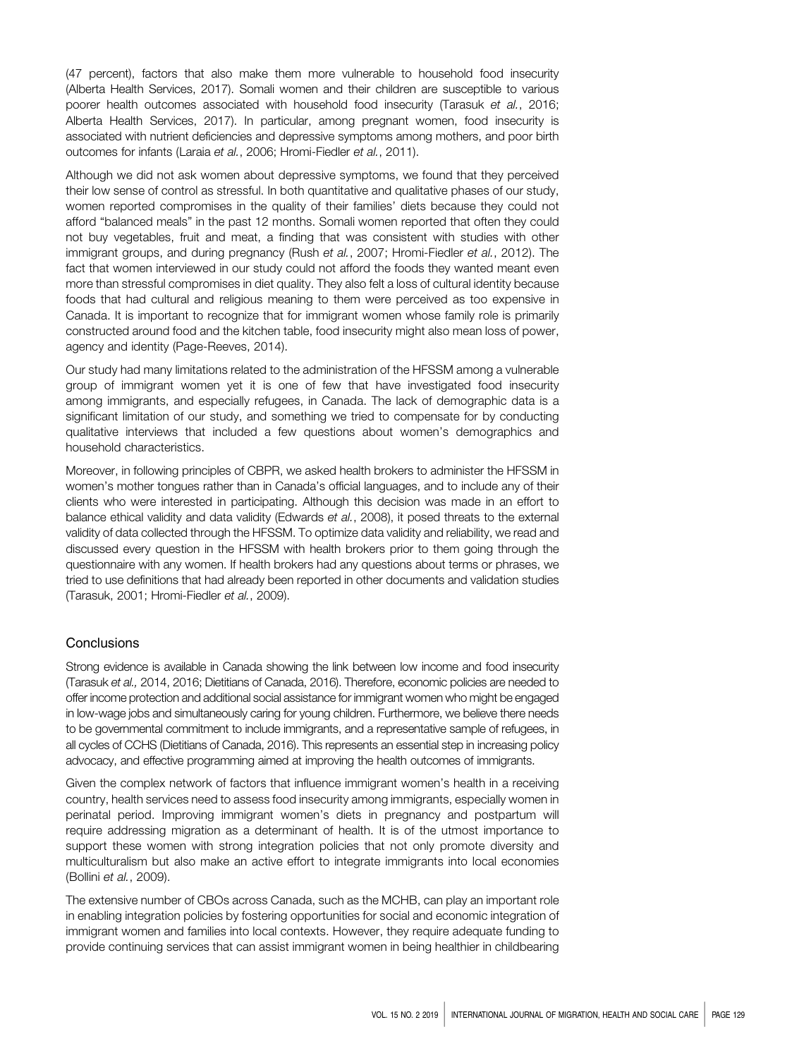(47 percent), factors that also make them more vulnerable to household food insecurity (Alberta Health Services, 2017). Somali women and their children are susceptible to various poorer health outcomes associated with household food insecurity (Tarasuk *et al.*, 2016; Alberta Health Services, 2017). In particular, among pregnant women, food insecurity is associated with nutrient deficiencies and depressive symptoms among mothers, and poor birth outcomes for infants (Laraia *et al.*, 2006; Hromi-Fiedler *et al.*, 2011).

Although we did not ask women about depressive symptoms, we found that they perceived their low sense of control as stressful. In both quantitative and qualitative phases of our study, women reported compromises in the quality of their families' diets because they could not afford "balanced meals" in the past 12 months. Somali women reported that often they could not buy vegetables, fruit and meat, a finding that was consistent with studies with other immigrant groups, and during pregnancy (Rush *et al.*, 2007; Hromi-Fiedler *et al.*, 2012). The fact that women interviewed in our study could not afford the foods they wanted meant even more than stressful compromises in diet quality. They also felt a loss of cultural identity because foods that had cultural and religious meaning to them were perceived as too expensive in Canada. It is important to recognize that for immigrant women whose family role is primarily constructed around food and the kitchen table, food insecurity might also mean loss of power, agency and identity (Page-Reeves, 2014).

Our study had many limitations related to the administration of the HFSSM among a vulnerable group of immigrant women yet it is one of few that have investigated food insecurity among immigrants, and especially refugees, in Canada. The lack of demographic data is a significant limitation of our study, and something we tried to compensate for by conducting qualitative interviews that included a few questions about women's demographics and household characteristics.

Moreover, in following principles of CBPR, we asked health brokers to administer the HFSSM in women's mother tongues rather than in Canada's official languages, and to include any of their clients who were interested in participating. Although this decision was made in an effort to balance ethical validity and data validity (Edwards *et al.*, 2008), it posed threats to the external validity of data collected through the HFSSM. To optimize data validity and reliability, we read and discussed every question in the HFSSM with health brokers prior to them going through the questionnaire with any women. If health brokers had any questions about terms or phrases, we tried to use definitions that had already been reported in other documents and validation studies (Tarasuk, 2001; Hromi-Fiedler *et al.*, 2009).

## Conclusions

Strong evidence is available in Canada showing the link between low income and food insecurity (Tarasuk *et al.,* 2014, 2016; Dietitians of Canada, 2016). Therefore, economic policies are needed to offer income protection and additional social assistance for immigrant women who might be engaged in low-wage jobs and simultaneously caring for young children. Furthermore, we believe there needs to be governmental commitment to include immigrants, and a representative sample of refugees, in all cycles of CCHS (Dietitians of Canada, 2016). This represents an essential step in increasing policy advocacy, and effective programming aimed at improving the health outcomes of immigrants.

Given the complex network of factors that influence immigrant women's health in a receiving country, health services need to assess food insecurity among immigrants, especially women in perinatal period. Improving immigrant women's diets in pregnancy and postpartum will require addressing migration as a determinant of health. It is of the utmost importance to support these women with strong integration policies that not only promote diversity and multiculturalism but also make an active effort to integrate immigrants into local economies (Bollini *et al.*, 2009).

The extensive number of CBOs across Canada, such as the MCHB, can play an important role in enabling integration policies by fostering opportunities for social and economic integration of immigrant women and families into local contexts. However, they require adequate funding to provide continuing services that can assist immigrant women in being healthier in childbearing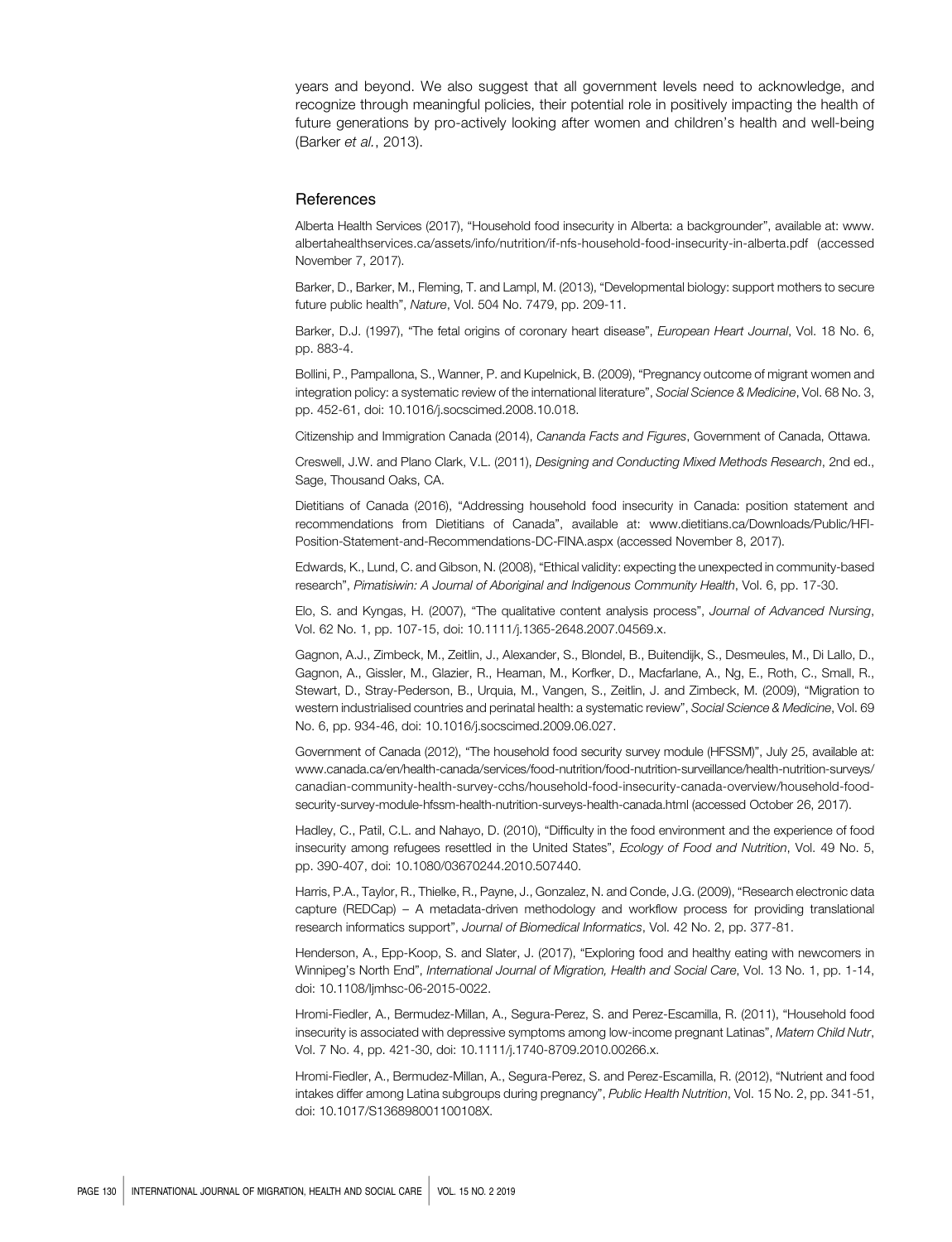years and beyond. We also suggest that all government levels need to acknowledge, and recognize through meaningful policies, their potential role in positively impacting the health of future generations by pro-actively looking after women and children's health and well-being (Barker *et al.*, 2013).

## References

Alberta Health Services (2017), "Household food insecurity in Alberta: a backgrounder", available at: www.albertahealthservices.ca/assets/info/nutrition/if-nfs-household-food-insecurity-in-alberta.pdf (accessed November 7, 2017).

Barker, D., Barker, M., Fleming, T. and Lampl, M. (2013), "Developmental biology: support mothers to secure future public health", *Nature*, Vol. 504 No. 7479, pp. 209-11.

Barker, D.J. (1997), "The fetal origins of coronary heart disease", *European Heart Journal*, Vol. 18 No. 6, pp. 883-4.

Bollini, P., Pampallona, S., Wanner, P. and Kupelnick, B. (2009), "Pregnancy outcome of migrant women and integration policy: a systematic review of the international literature", *Social Science & Medicine*, Vol. 68 No. 3, pp. 452-61, doi: 10.1016/j.socscimed.2008.10.018.

Citizenship and Immigration Canada (2014), *Cananda Facts and Figures*, Government of Canada, Ottawa.

Creswell, J.W. and Plano Clark, V.L. (2011), *Designing and Conducting Mixed Methods Research*, 2nd ed., Sage, Thousand Oaks, CA.

Dietitians of Canada (2016), "Addressing household food insecurity in Canada: position statement and recommendations from Dietitians of Canada", available at: www.dietitians.ca/Downloads/Public/HFI-Position-Statement-and-Recommendations-DC-FINA.aspx (accessed November 8, 2017).

Edwards, K., Lund, C. and Gibson, N. (2008), "Ethical validity: expecting the unexpected in community-based research", *Pimatisiwin: A Journal of Aboriginal and Indigenous Community Health*, Vol. 6, pp. 17-30.

Elo, S. and Kyngas, H. (2007), "The qualitative content analysis process", *Journal of Advanced Nursing*, Vol. 62 No. 1, pp. 107-15, doi: 10.1111/j.1365-2648.2007.04569.x.

Gagnon, A.J., Zimbeck, M., Zeitlin, J., Alexander, S., Blondel, B., Buitendijk, S., Desmeules, M., Di Lallo, D., Gagnon, A., Gissler, M., Glazier, R., Heaman, M., Korfker, D., Macfarlane, A., Ng, E., Roth, C., Small, R., Stewart, D., Stray-Pederson, B., Urquia, M., Vangen, S., Zeitlin, J. and Zimbeck, M. (2009), "Migration to western industrialised countries and perinatal health: a systematic review", *Social Science & Medicine*, Vol. 69 No. 6, pp. 934-46, doi: 10.1016/j.socscimed.2009.06.027.

Government of Canada (2012), "The household food security survey module (HFSSM)", July 25, available at: www.canada.ca/en/health-canada/services/food-nutrition/food-nutrition-surveillance/health-nutrition-surveys/canadian-community-health-survey-cchs/household-food-insecurity-canada-overview/household-food-security-survey-module-hfssm-health-nutrition-surveys-health-canada.html (accessed October 26, 2017).

Hadley, C., Patil, C.L. and Nahayo, D. (2010), "Difficulty in the food environment and the experience of food insecurity among refugees resettled in the United States", *Ecology of Food and Nutrition*, Vol. 49 No. 5, pp. 390-407, doi: 10.1080/03670244.2010.507440.

Harris, P.A., Taylor, R., Thielke, R., Payne, J., Gonzalez, N. and Conde, J.G. (2009), "Research electronic data capture (REDCap) – A metadata-driven methodology and workflow process for providing translational research informatics support", *Journal of Biomedical Informatics*, Vol. 42 No. 2, pp. 377-81.

Henderson, A., Epp-Koop, S. and Slater, J. (2017), "Exploring food and healthy eating with newcomers in Winnipeg's North End", *International Journal of Migration, Health and Social Care*, Vol. 13 No. 1, pp. 1-14, doi: 10.1108/Ijmhsc-06-2015-0022.

Hromi-Fiedler, A., Bermudez-Millan, A., Segura-Perez, S. and Perez-Escamilla, R. (2011), "Household food insecurity is associated with depressive symptoms among low-income pregnant Latinas", *Matern Child Nutr*, Vol. 7 No. 4, pp. 421-30, doi: 10.1111/j.1740-8709.2010.00266.x.

Hromi-Fiedler, A., Bermudez-Millan, A., Segura-Perez, S. and Perez-Escamilla, R. (2012), "Nutrient and food intakes differ among Latina subgroups during pregnancy", *Public Health Nutrition*, Vol. 15 No. 2, pp. 341-51, doi: 10.1017/S136898001100108X.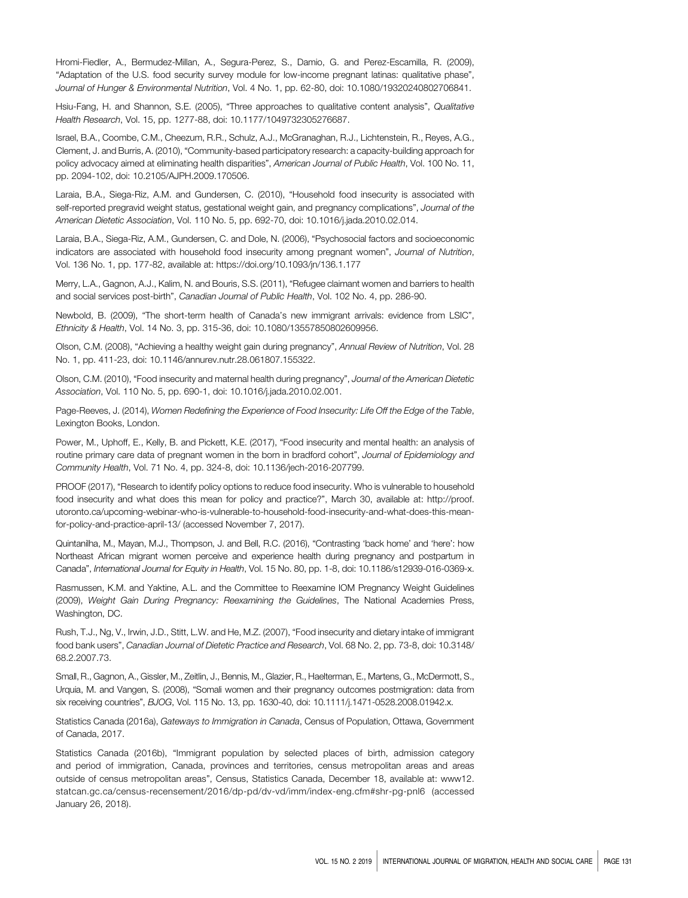Hromi-Fiedler, A., Bermudez-Millan, A., Segura-Perez, S., Damio, G. and Perez-Escamilla, R. (2009), "Adaptation of the U.S. food security survey module for low-income pregnant latinas: qualitative phase", *Journal of Hunger & Environmental Nutrition*, Vol. 4 No. 1, pp. 62-80, doi: 10.1080/19320240802706841.

Hsiu-Fang, H. and Shannon, S.E. (2005), "Three approaches to qualitative content analysis", *Qualitative Health Research*, Vol. 15, pp. 1277-88, doi: 10.1177/1049732305276687.

Israel, B.A., Coombe, C.M., Cheezum, R.R., Schulz, A.J., McGranaghan, R.J., Lichtenstein, R., Reyes, A.G., Clement, J. and Burris, A. (2010), "Community-based participatory research: a capacity-building approach for policy advocacy aimed at eliminating health disparities", *American Journal of Public Health*, Vol. 100 No. 11, pp. 2094-102, doi: 10.2105/AJPH.2009.170506.

Laraia, B.A., Siega-Riz, A.M. and Gundersen, C. (2010), "Household food insecurity is associated with self-reported pregravid weight status, gestational weight gain, and pregnancy complications", *Journal of the American Dietetic Association*, Vol. 110 No. 5, pp. 692-70, doi: 10.1016/j.jada.2010.02.014.

Laraia, B.A., Siega-Riz, A.M., Gundersen, C. and Dole, N. (2006), "Psychosocial factors and socioeconomic indicators are associated with household food insecurity among pregnant women", *Journal of Nutrition*, Vol. 136 No. 1, pp. 177-82, available at: https://doi.org/10.1093/jn/136.1.177

Merry, L.A., Gagnon, A.J., Kalim, N. and Bouris, S.S. (2011), "Refugee claimant women and barriers to health and social services post-birth", *Canadian Journal of Public Health*, Vol. 102 No. 4, pp. 286-90.

Newbold, B. (2009), "The short-term health of Canada's new immigrant arrivals: evidence from LSIC", *Ethnicity & Health*, Vol. 14 No. 3, pp. 315-36, doi: 10.1080/13557850802609956.

Olson, C.M. (2008), "Achieving a healthy weight gain during pregnancy", *Annual Review of Nutrition*, Vol. 28 No. 1, pp. 411-23, doi: 10.1146/annurev.nutr.28.061807.155322.

Olson, C.M. (2010), "Food insecurity and maternal health during pregnancy", *Journal of the American Dietetic Association*, Vol. 110 No. 5, pp. 690-1, doi: 10.1016/j.jada.2010.02.001.

Page-Reeves, J. (2014), *Women Redefining the Experience of Food Insecurity: Life Off the Edge of the Table*, Lexington Books, London.

Power, M., Uphoff, E., Kelly, B. and Pickett, K.E. (2017), "Food insecurity and mental health: an analysis of routine primary care data of pregnant women in the born in bradford cohort", *Journal of Epidemiology and Community Health*, Vol. 71 No. 4, pp. 324-8, doi: 10.1136/jech-2016-207799.

PROOF (2017), "Research to identify policy options to reduce food insecurity. Who is vulnerable to household food insecurity and what does this mean for policy and practice?", March 30, available at: http://proof.utoronto.ca/upcoming-webinar-who-is-vulnerable-to-household-food-insecurity-and-what-does-this-mean-for-policy-and-practice-april-13/ (accessed November 7, 2017).

Quintanilha, M., Mayan, M.J., Thompson, J. and Bell, R.C. (2016), "Contrasting 'back home' and 'here': how Northeast African migrant women perceive and experience health during pregnancy and postpartum in Canada", *International Journal for Equity in Health*, Vol. 15 No. 80, pp. 1-8, doi: 10.1186/s12939-016-0369-x.

Rasmussen, K.M. and Yaktine, A.L. and the Committee to Reexamine IOM Pregnancy Weight Guidelines (2009), *Weight Gain During Pregnancy: Reexamining the Guidelines*, The National Academies Press, Washington, DC.

Rush, T.J., Ng, V., Irwin, J.D., Stitt, L.W. and He, M.Z. (2007), "Food insecurity and dietary intake of immigrant food bank users", *Canadian Journal of Dietetic Practice and Research*, Vol. 68 No. 2, pp. 73-8, doi: 10.3148/68.2.2007.73.

Small, R., Gagnon, A., Gissler, M., Zeitlin, J., Bennis, M., Glazier, R., Haelterman, E., Martens, G., McDermott, S., Urquia, M. and Vangen, S. (2008), "Somali women and their pregnancy outcomes postmigration: data from six receiving countries", *BJOG*, Vol. 115 No. 13, pp. 1630-40, doi: 10.1111/j.1471-0528.2008.01942.x.

Statistics Canada (2016a), *Gateways to Immigration in Canada*, Census of Population, Ottawa, Government of Canada, 2017.

Statistics Canada (2016b), "Immigrant population by selected places of birth, admission category and period of immigration, Canada, provinces and territories, census metropolitan areas and areas outside of census metropolitan areas", Census, Statistics Canada, December 18, available at: www12.statcan.gc.ca/census-recensement/2016/dp-pd/dv-vd/imm/index-eng.cfm#shr-pg-pnl6 (accessed January 26, 2018).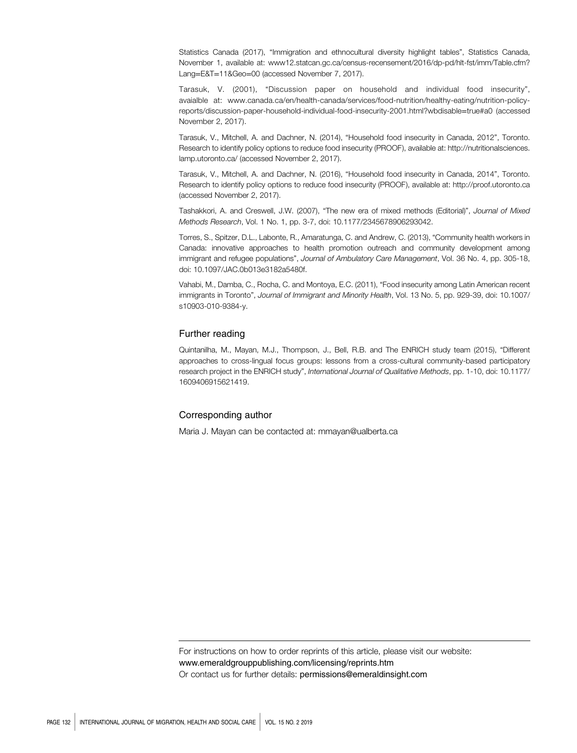Statistics Canada (2017), "Immigration and ethnocultural diversity highlight tables", Statistics Canada, November 1, available at: www12.statcan.gc.ca/census-recensement/2016/dp-pd/hlt-fst/imm/Table.cfm?Lang=E&T=11&Geo=00 (accessed November 7, 2017).

Tarasuk, V. (2001), "Discussion paper on household and individual food insecurity", avaialble at: www.canada.ca/en/health-canada/services/food-nutrition/healthy-eating/nutrition-policy-reports/discussion-paper-household-individual-food-insecurity-2001.html?wbdisable=true#a0 (accessed November 2, 2017).

Tarasuk, V., Mitchell, A. and Dachner, N. (2014), "Household food insecurity in Canada, 2012", Toronto. Research to identify policy options to reduce food insecurity (PROOF), available at: http://nutritionalsciences.lamp.utoronto.ca/ (accessed November 2, 2017).

Tarasuk, V., Mitchell, A. and Dachner, N. (2016), "Household food insecurity in Canada, 2014", Toronto. Research to identify policy options to reduce food insecurity (PROOF), available at: http://proof.utoronto.ca (accessed November 2, 2017).

Tashakkori, A. and Creswell, J.W. (2007), "The new era of mixed methods (Editorial)", *Journal of Mixed Methods Research*, Vol. 1 No. 1, pp. 3-7, doi: 10.1177/2345678906293042.

Torres, S., Spitzer, D.L., Labonte, R., Amaratunga, C. and Andrew, C. (2013), "Community health workers in Canada: innovative approaches to health promotion outreach and community development among immigrant and refugee populations", *Journal of Ambulatory Care Management*, Vol. 36 No. 4, pp. 305-18, doi: 10.1097/JAC.0b013e3182a5480f.

Vahabi, M., Damba, C., Rocha, C. and Montoya, E.C. (2011), "Food insecurity among Latin American recent immigrants in Toronto", *Journal of Immigrant and Minority Health*, Vol. 13 No. 5, pp. 929-39, doi: 10.1007/s10903-010-9384-y.

## Further reading

Quintanilha, M., Mayan, M.J., Thompson, J., Bell, R.B. and The ENRICH study team (2015), "Different approaches to cross-lingual focus groups: lessons from a cross-cultural community-based participatory research project in the ENRICH study", *International Journal of Qualitative Methods*, pp. 1-10, doi: 10.1177/1609406915621419.

## Corresponding author

Maria J. Mayan can be contacted at: mmayan@ualberta.ca

For instructions on how to order reprints of this article, please visit our website:
www.emeraldgrouppublishing.com/licensing/reprints.htm
Or contact us for further details: permissions@emeraldinsight.com